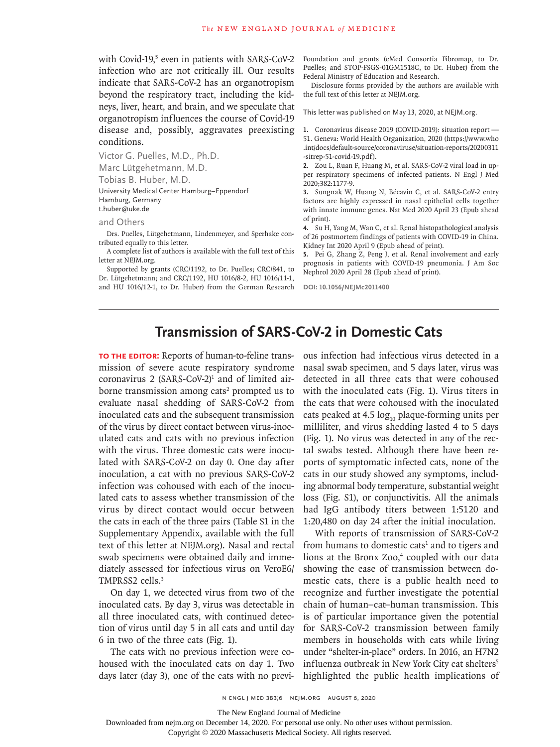with Covid-19,[5] even in patients with SARS-CoV-2 infection who are not critically ill. Our results indicate that SARS-CoV-2 has an organotropism beyond the respiratory tract, including the kidneys, liver, heart, and brain, and we speculate that organotropism influences the course of Covid-19 disease and, possibly, aggravates preexisting conditions.

Victor G. Puelles, M.D., Ph.D.
Marc Lütgehetmann, M.D.
Tobias B. Huber, M.D.
University Medical Center Hamburg–Eppendorf
Hamburg, Germany
t.huber@uke.de

and Others

Drs. Puelles, Lütgehetmann, Lindenmeyer, and Sperhake contributed equally to this letter.

A complete list of authors is available with the full text of this letter at NEJM.org.

Supported by grants (CRC/1192, to Dr. Puelles; CRC/841, to Dr. Lütgehetmann; and CRC/1192, HU 1016/8-2, HU 1016/11-1, and HU 1016/12-1, to Dr. Huber) from the German Research Foundation and grants (eMed Consortia Fibromap, to Dr. Puelles; and STOP-FSGS-01GM1518C, to Dr. Huber) from the Federal Ministry of Education and Research.

Disclosure forms provided by the authors are available with the full text of this letter at NEJM.org.

This letter was published on May 13, 2020, at NEJM.org.

1. Coronavirus disease 2019 (COVID-19): situation report — 51. Geneva: World Health Organization, 2020 (https://www.who.int/docs/default-source/coronaviruse/situation-reports/20200311-sitrep-51-covid-19.pdf).
2. Zou L, Ruan F, Huang M, et al. SARS-CoV-2 viral load in upper respiratory specimens of infected patients. N Engl J Med 2020;382:1177-9.
3. Sungnak W, Huang N, Bécavin C, et al. SARS-CoV-2 entry factors are highly expressed in nasal epithelial cells together with innate immune genes. Nat Med 2020 April 23 (Epub ahead of print).
4. Su H, Yang M, Wan C, et al. Renal histopathological analysis of 26 postmortem findings of patients with COVID-19 in China. Kidney Int 2020 April 9 (Epub ahead of print).
5. Pei G, Zhang Z, Peng J, et al. Renal involvement and early prognosis in patients with COVID-19 pneumonia. J Am Soc Nephrol 2020 April 28 (Epub ahead of print).

**DOI: 10.1056/NEJMc2011400**

## Transmission of SARS-CoV-2 in Domestic Cats

**TO THE EDITOR:** Reports of human-to-feline transmission of severe acute respiratory syndrome coronavirus 2 (SARS-CoV-2)[1] and of limited airborne transmission among cats[2] prompted us to evaluate nasal shedding of SARS-CoV-2 from inoculated cats and the subsequent transmission of the virus by direct contact between virus-inoculated cats and cats with no previous infection with the virus. Three domestic cats were inoculated with SARS-CoV-2 on day 0. One day after inoculation, a cat with no previous SARS-CoV-2 infection was cohoused with each of the inoculated cats to assess whether transmission of the virus by direct contact would occur between the cats in each of the three pairs (Table S1 in the Supplementary Appendix, available with the full text of this letter at NEJM.org). Nasal and rectal swab specimens were obtained daily and immediately assessed for infectious virus on VeroE6/TMPRSS2 cells.[3]

On day 1, we detected virus from two of the inoculated cats. By day 3, virus was detectable in all three inoculated cats, with continued detection of virus until day 5 in all cats and until day 6 in two of the three cats (Fig. 1).

The cats with no previous infection were cohoused with the inoculated cats on day 1. Two days later (day 3), one of the cats with no previous infection had infectious virus detected in a nasal swab specimen, and 5 days later, virus was detected in all three cats that were cohoused with the inoculated cats (Fig. 1). Virus titers in the cats that were cohoused with the inoculated cats peaked at 4.5 $\log_{10}$ plaque-forming units per milliliter, and virus shedding lasted 4 to 5 days (Fig. 1). No virus was detected in any of the rectal swabs tested. Although there have been reports of symptomatic infected cats, none of the cats in our study showed any symptoms, including abnormal body temperature, substantial weight loss (Fig. S1), or conjunctivitis. All the animals had IgG antibody titers between 1:5120 and 1:20,480 on day 24 after the initial inoculation.

With reports of transmission of SARS-CoV-2 from humans to domestic cats[1] and to tigers and lions at the Bronx Zoo,[4] coupled with our data showing the ease of transmission between domestic cats, there is a public health need to recognize and further investigate the potential chain of human–cat–human transmission. This is of particular importance given the potential for SARS-CoV-2 transmission between family members in households with cats while living under "shelter-in-place" orders. In 2016, an H7N2 influenza outbreak in New York City cat shelters[5] highlighted the public health implications of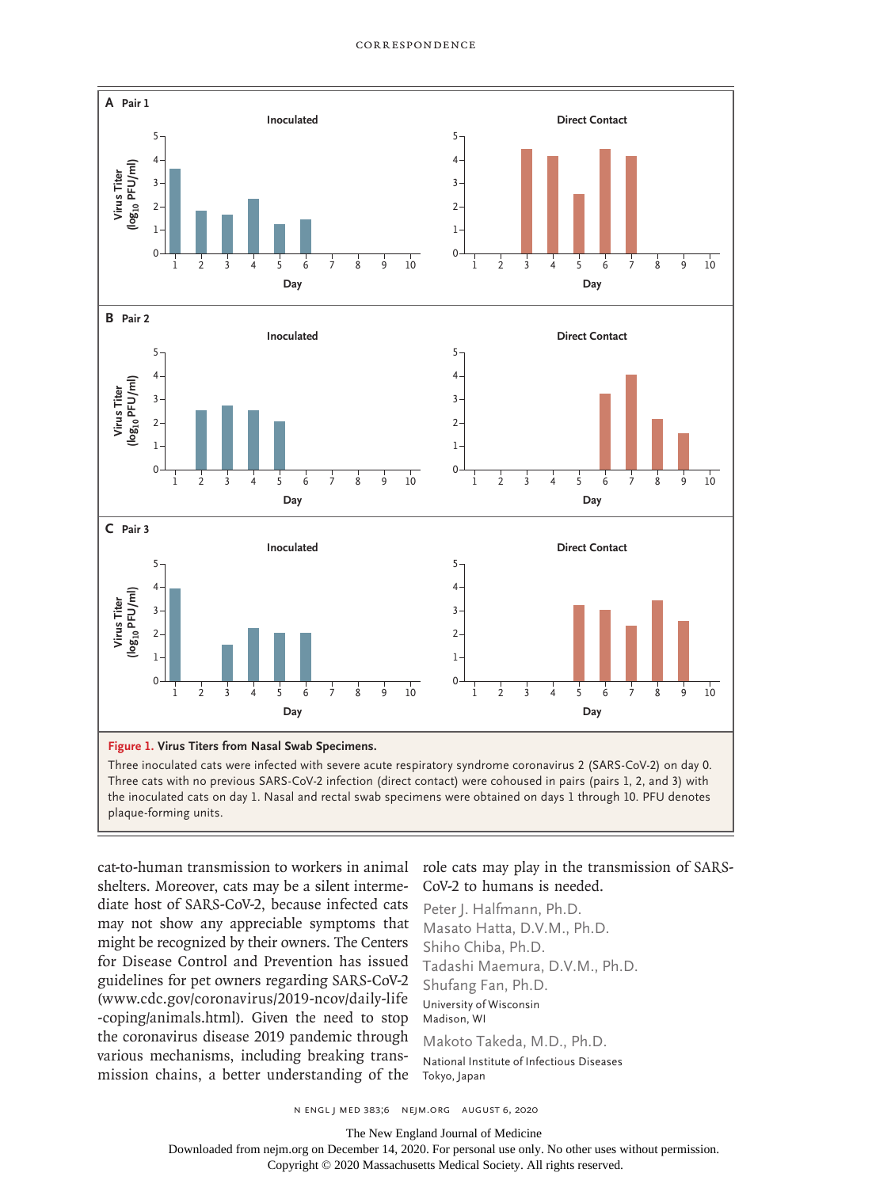**Figure 1. Virus Titers from Nasal Swab Specimens.**

Three inoculated cats were infected with severe acute respiratory syndrome coronavirus 2 (SARS-CoV-2) on day 0. Three cats with no previous SARS-CoV-2 infection (direct contact) were cohoused in pairs (pairs 1, 2, and 3) with the inoculated cats on day 1. Nasal and rectal swab specimens were obtained on days 1 through 10. PFU denotes plaque-forming units.

cat-to-human transmission to workers in animal shelters. Moreover, cats may be a silent intermediate host of SARS-CoV-2, because infected cats may not show any appreciable symptoms that might be recognized by their owners. The Centers for Disease Control and Prevention has issued guidelines for pet owners regarding SARS-CoV-2 (www.cdc.gov/coronavirus/2019-ncov/daily-life-coping/animals.html). Given the need to stop the coronavirus disease 2019 pandemic through various mechanisms, including breaking transmission chains, a better understanding of the role cats may play in the transmission of SARS-CoV-2 to humans is needed.

Peter J. Halfmann, Ph.D.
Masato Hatta, D.V.M., Ph.D.
Shiho Chiba, Ph.D.
Tadashi Maemura, D.V.M., Ph.D.
Shufang Fan, Ph.D.
University of Wisconsin
Madison, WI

Makoto Takeda, M.D., Ph.D.
National Institute of Infectious Diseases
Tokyo, Japan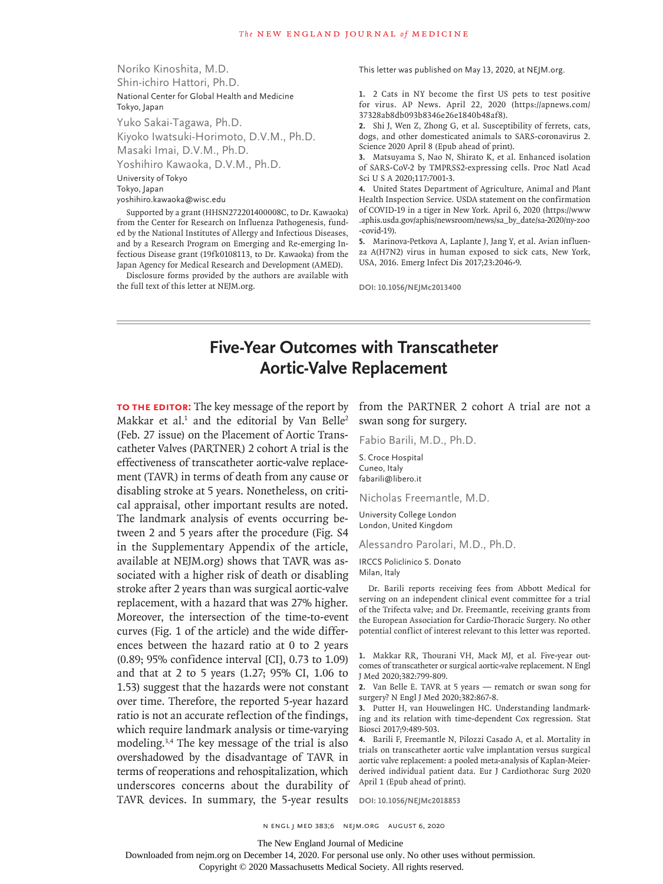Noriko Kinoshita, M.D.
Shin-ichiro Hattori, Ph.D.

National Center for Global Health and Medicine
Tokyo, Japan

Yuko Sakai-Tagawa, Ph.D.
Kiyoko Iwatsuki-Horimoto, D.V.M., Ph.D.
Masaki Imai, D.V.M., Ph.D.
Yoshihiro Kawaoka, D.V.M., Ph.D.

University of Tokyo
Tokyo, Japan
yoshihiro.kawaoka@wisc.edu

Supported by a grant (HHSN272201400008C, to Dr. Kawaoka) from the Center for Research on Influenza Pathogenesis, funded by the National Institutes of Allergy and Infectious Diseases, and by a Research Program on Emerging and Re-emerging Infectious Disease grant (19fk0108113, to Dr. Kawaoka) from the Japan Agency for Medical Research and Development (AMED).

Disclosure forms provided by the authors are available with the full text of this letter at NEJM.org.

This letter was published on May 13, 2020, at NEJM.org.

1. 2 Cats in NY become the first US pets to test positive for virus. AP News. April 22, 2020 (https://apnews.com/37328ab8db093b8346e26e1840b48af8).
2. Shi J, Wen Z, Zhong G, et al. Susceptibility of ferrets, cats, dogs, and other domesticated animals to SARS-coronavirus 2. Science 2020 April 8 (Epub ahead of print).
3. Matsuyama S, Nao N, Shirato K, et al. Enhanced isolation of SARS-CoV-2 by TMPRSS2-expressing cells. Proc Natl Acad Sci U S A 2020;117:7001-3.
4. United States Department of Agriculture, Animal and Plant Health Inspection Service. USDA statement on the confirmation of COVID-19 in a tiger in New York. April 6, 2020 (https://www.aphis.usda.gov/aphis/newsroom/news/sa_by_date/sa-2020/ny-zoo-covid-19).
5. Marinova-Petkova A, Laplante J, Jang Y, et al. Avian influenza A(H7N2) virus in human exposed to sick cats, New York, USA, 2016. Emerg Infect Dis 2017;23:2046-9.

**DOI: 10.1056/NEJMc2013400**

# Five-Year Outcomes with Transcatheter Aortic-Valve Replacement

**TO THE EDITOR:** The key message of the report by Makkar et al.[1] and the editorial by Van Belle[2] (Feb. 27 issue) on the Placement of Aortic Transcatheter Valves (PARTNER) 2 cohort A trial is the effectiveness of transcatheter aortic-valve replacement (TAVR) in terms of death from any cause or disabling stroke at 5 years. Nonetheless, on critical appraisal, other important results are noted. The landmark analysis of events occurring between 2 and 5 years after the procedure (Fig. S4 in the Supplementary Appendix of the article, available at NEJM.org) shows that TAVR was associated with a higher risk of death or disabling stroke after 2 years than was surgical aortic-valve replacement, with a hazard that was 27% higher. Moreover, the intersection of the time-to-event curves (Fig. 1 of the article) and the wide differences between the hazard ratio at 0 to 2 years (0.89; 95% confidence interval [CI], 0.73 to 1.09) and that at 2 to 5 years (1.27; 95% CI, 1.06 to 1.53) suggest that the hazards were not constant over time. Therefore, the reported 5-year hazard ratio is not an accurate reflection of the findings, which require landmark analysis or time-varying modeling.[3,4] The key message of the trial is also overshadowed by the disadvantage of TAVR in terms of reoperations and rehospitalization, which underscores concerns about the durability of TAVR devices. In summary, the 5-year results from the PARTNER 2 cohort A trial are not a swan song for surgery.

Fabio Barili, M.D., Ph.D.

S. Croce Hospital
Cuneo, Italy
fabarili@libero.it

Nicholas Freemantle, M.D.

University College London
London, United Kingdom

Alessandro Parolari, M.D., Ph.D.

IRCCS Policlinico S. Donato
Milan, Italy

Dr. Barili reports receiving fees from Abbott Medical for serving on an independent clinical event committee for a trial of the Trifecta valve; and Dr. Freemantle, receiving grants from the European Association for Cardio-Thoracic Surgery. No other potential conflict of interest relevant to this letter was reported.

1. Makkar RR, Thourani VH, Mack MJ, et al. Five-year outcomes of transcatheter or surgical aortic-valve replacement. N Engl J Med 2020;382:799-809.
2. Van Belle E. TAVR at 5 years — rematch or swan song for surgery? N Engl J Med 2020;382:867-8.
3. Putter H, van Houwelingen HC. Understanding landmarking and its relation with time-dependent Cox regression. Stat Biosci 2017;9:489-503.
4. Barili F, Freemantle N, Pilozzi Casado A, et al. Mortality in trials on transcatheter aortic valve implantation versus surgical aortic valve replacement: a pooled meta-analysis of Kaplan-Meier-derived individual patient data. Eur J Cardiothorac Surg 2020 April 1 (Epub ahead of print).

**DOI: 10.1056/NEJMc2018853**